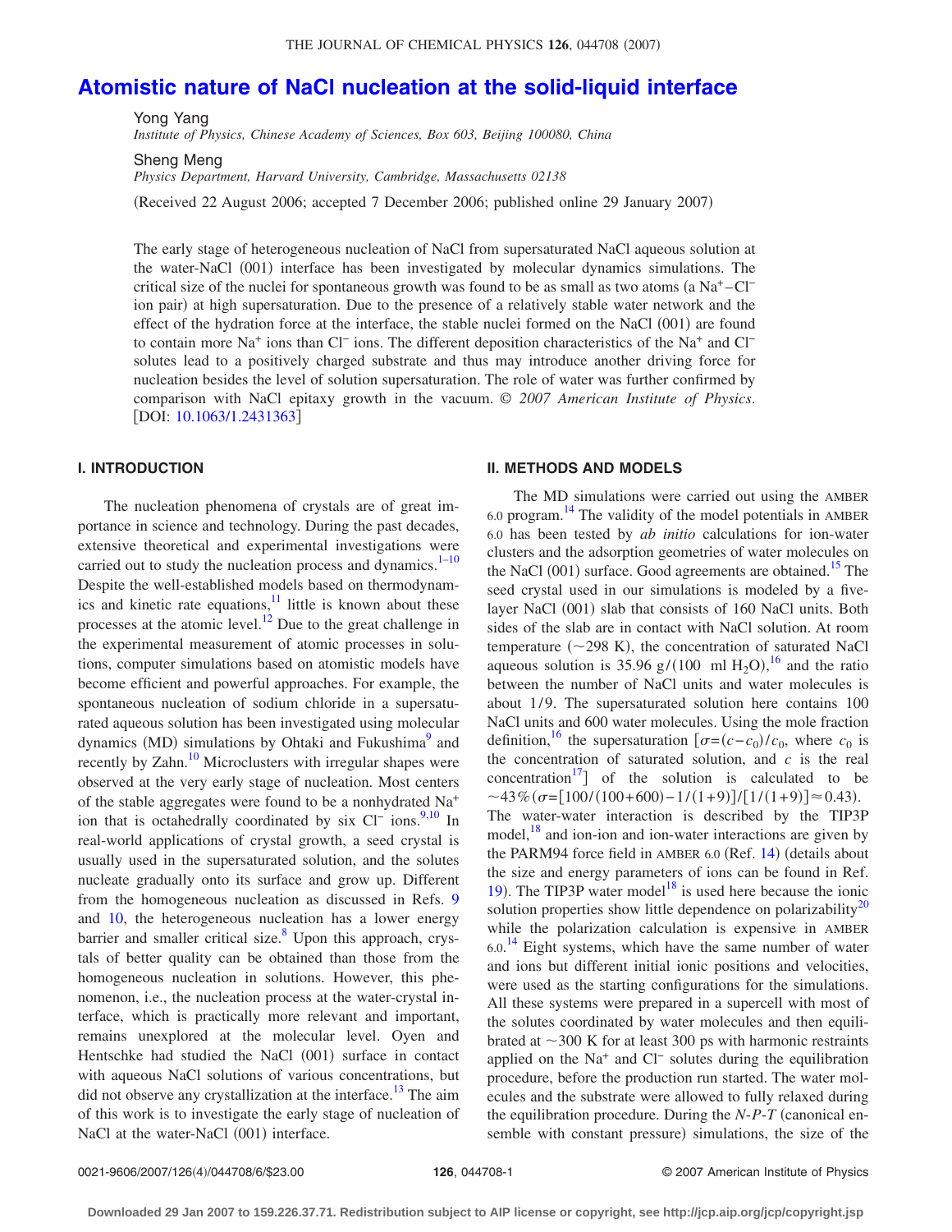# Atomistic nature of NaCl nucleation at the solid-liquid interface

Yong Yang

*Institute of Physics, Chinese Academy of Sciences, Box 603, Beijing 100080, China*

Sheng Meng

*Physics Department, Harvard University, Cambridge, Massachusetts 02138*

(Received 22 August 2006; accepted 7 December 2006; published online 29 January 2007)

The early stage of heterogeneous nucleation of NaCl from supersaturated NaCl aqueous solution at the water-NaCl (001) interface has been investigated by molecular dynamics simulations. The critical size of the nuclei for spontaneous growth was found to be as small as two atoms (a $Na^+$–$Cl^-$ ion pair) at high supersaturation. Due to the presence of a relatively stable water network and the effect of the hydration force at the interface, the stable nuclei formed on the NaCl (001) are found to contain more $Na^+$ ions than $Cl^-$ ions. The different deposition characteristics of the $Na^+$ and $Cl^-$ solutes lead to a positively charged substrate and thus may introduce another driving force for nucleation besides the level of solution supersaturation. The role of water was further confirmed by comparison with NaCl epitaxy growth in the vacuum. © *2007 American Institute of Physics*. [DOI: 10.1063/1.2431363]

## I. INTRODUCTION

The nucleation phenomena of crystals are of great importance in science and technology. During the past decades, extensive theoretical and experimental investigations were carried out to study the nucleation process and dynamics.[1–10] Despite the well-established models based on thermodynamics and kinetic rate equations,[11] little is known about these processes at the atomic level.[12] Due to the great challenge in the experimental measurement of atomic processes in solutions, computer simulations based on atomistic models have become efficient and powerful approaches. For example, the spontaneous nucleation of sodium chloride in a supersaturated aqueous solution has been investigated using molecular dynamics (MD) simulations by Ohtaki and Fukushima[9] and recently by Zahn.[10] Microclusters with irregular shapes were observed at the very early stage of nucleation. Most centers of the stable aggregates were found to be a nonhydrated $Na^+$ ion that is octahedrally coordinated by six $Cl^-$ ions.[9,10] In real-world applications of crystal growth, a seed crystal is usually used in the supersaturated solution, and the solutes nucleate gradually onto its surface and grow up. Different from the homogeneous nucleation as discussed in Refs. 9 and 10, the heterogeneous nucleation has a lower energy barrier and smaller critical size.[8] Upon this approach, crystals of better quality can be obtained than those from the homogeneous nucleation in solutions. However, this phenomenon, i.e., the nucleation process at the water-crystal interface, which is practically more relevant and important, remains unexplored at the molecular level. Oyen and Hentschke had studied the NaCl (001) surface in contact with aqueous NaCl solutions of various concentrations, but did not observe any crystallization at the interface.[13] The aim of this work is to investigate the early stage of nucleation of NaCl at the water-NaCl (001) interface.

## II. METHODS AND MODELS

The MD simulations were carried out using the AMBER 6.0 program.[14] The validity of the model potentials in AMBER 6.0 has been tested by *ab initio* calculations for ion-water clusters and the adsorption geometries of water molecules on the NaCl (001) surface. Good agreements are obtained.[15] The seed crystal used in our simulations is modeled by a five-layer NaCl (001) slab that consists of 160 NaCl units. Both sides of the slab are in contact with NaCl solution. At room temperature (~298 K), the concentration of saturated NaCl aqueous solution is 35.96 g/(100 ml $H_2O$),[16] and the ratio between the number of NaCl units and water molecules is about 1/9. The supersaturated solution here contains 100 NaCl units and 600 water molecules. Using the mole fraction definition,[16] the supersaturation [$\sigma=(c-c_0)/c_0$, where $c_0$ is the concentration of saturated solution, and $c$ is the real concentration[17]] of the solution is calculated to be ~43% ($\sigma=[100/(100+600)-1/(1+9)]/[1/(1+9)]\approx 0.43$). The water-water interaction is described by the TIP3P model,[18] and ion-ion and ion-water interactions are given by the PARM94 force field in AMBER 6.0 (Ref. 14) (details about the size and energy parameters of ions can be found in Ref. 19). The TIP3P water model[18] is used here because the ionic solution properties show little dependence on polarizability[20] while the polarization calculation is expensive in AMBER 6.0.[14] Eight systems, which have the same number of water and ions but different initial ionic positions and velocities, were used as the starting configurations for the simulations. All these systems were prepared in a supercell with most of the solutes coordinated by water molecules and then equilibrated at ~300 K for at least 300 ps with harmonic restraints applied on the $Na^+$ and $Cl^-$ solutes during the equilibration procedure, before the production run started. The water molecules and the substrate were allowed to fully relaxed during the equilibration procedure. During the *N-P-T* (canonical ensemble with constant pressure) simulations, the size of the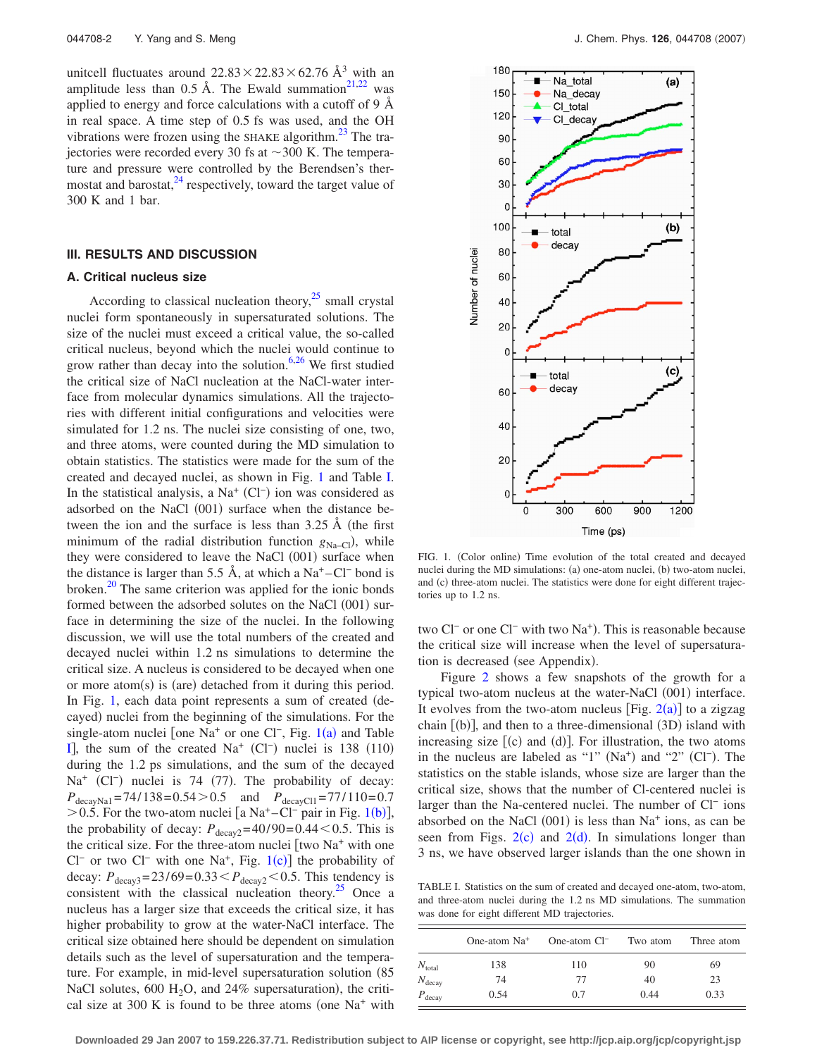unitcell fluctuates around $22.83\times22.83\times62.76$ Å$^3$ with an amplitude less than 0.5 Å. The Ewald summation[21,22] was applied to energy and force calculations with a cutoff of 9 Å in real space. A time step of 0.5 fs was used, and the OH vibrations were frozen using the SHAKE algorithm.[23] The trajectories were recorded every 30 fs at ~300 K. The temperature and pressure were controlled by the Berendsen's thermostat and barostat,[24] respectively, toward the target value of 300 K and 1 bar.

## III. RESULTS AND DISCUSSION

### A. Critical nucleus size

According to classical nucleation theory,[25] small crystal nuclei form spontaneously in supersaturated solutions. The size of the nuclei must exceed a critical value, the so-called critical nucleus, beyond which the nuclei would continue to grow rather than decay into the solution.[6,26] We first studied the critical size of NaCl nucleation at the NaCl-water interface from molecular dynamics simulations. All the trajectories with different initial configurations and velocities were simulated for 1.2 ns. The nuclei size consisting of one, two, and three atoms, were counted during the MD simulation to obtain statistics. The statistics were made for the sum of the created and decayed nuclei, as shown in Fig. 1 and Table I. In the statistical analysis, a $Na^+$ ($Cl^-$) ion was considered as adsorbed on the NaCl (001) surface when the distance between the ion and the surface is less than 3.25 Å (the first minimum of the radial distribution function $g_{Na-Cl}$), while they were considered to leave the NaCl (001) surface when the distance is larger than 5.5 Å, at which a $Na^+$–$Cl^-$ bond is broken.[20] The same criterion was applied for the ionic bonds formed between the adsorbed solutes on the NaCl (001) surface in determining the size of the nuclei. In the following discussion, we will use the total numbers of the created and decayed nuclei within 1.2 ns simulations to determine the critical size. A nucleus is considered to be decayed when one or more atom(s) is (are) detached from it during this period. In Fig. 1, each data point represents a sum of created (decayed) nuclei from the beginning of the simulations. For the single-atom nuclei [one $Na^+$ or one $Cl^-$, Fig. 1(a) and Table I], the sum of the created $Na^+$ ($Cl^-$) nuclei is 138 (110) during the 1.2 ps simulations, and the sum of the decayed $Na^+$ ($Cl^-$) nuclei is 74 (77). The probability of decay: $P_{decayNa1}=74/138=0.54>0.5$ and $P_{decayCl1}=77/110=0.7>0.5$. For the two-atom nuclei [a $Na^+$–$Cl^-$ pair in Fig. 1(b)], the probability of decay: $P_{decay2}=40/90=0.44<0.5$. This is the critical size. For the three-atom nuclei [two $Na^+$ with one $Cl^-$ or two $Cl^-$ with one $Na^+$, Fig. 1(c)] the probability of decay: $P_{decay3}=23/69=0.33<P_{decay2}<0.5$. This tendency is consistent with the classical nucleation theory.[25] Once a nucleus has a larger size that exceeds the critical size, it has higher probability to grow at the water-NaCl interface. The critical size obtained here should be dependent on simulation details such as the level of supersaturation and the temperature. For example, in mid-level supersaturation solution (85 NaCl solutes, 600 $H_2O$, and 24% supersaturation), the critical size at 300 K is found to be three atoms (one $Na^+$ with two $Cl^-$ or one $Cl^-$ with two $Na^+$). This is reasonable because the critical size will increase when the level of supersaturation is decreased (see Appendix).

FIG. 1. (Color online) Time evolution of the total created and decayed nuclei during the MD simulations: (a) one-atom nuclei, (b) two-atom nuclei, and (c) three-atom nuclei. The statistics were done for eight different trajectories up to 1.2 ns.

Figure 2 shows a few snapshots of the growth for a typical two-atom nucleus at the water-NaCl (001) interface. It evolves from the two-atom nucleus [Fig. 2(a)] to a zigzag chain [(b)], and then to a three-dimensional (3D) island with increasing size [(c) and (d)]. For illustration, the two atoms in the nucleus are labeled as "1" ($Na^+$) and "2" ($Cl^-$). The statistics on the stable islands, whose size are larger than the critical size, shows that the number of Cl-centered nuclei is larger than the Na-centered nuclei. The number of $Cl^-$ ions absorbed on the NaCl (001) surface is less than $Na^+$ ions, as can be seen from Figs. 2(c) and 2(d). In simulations longer than 3 ns, we have observed larger islands than the one shown in

TABLE I. Statistics on the sum of created and decayed one-atom, two-atom, and three-atom nuclei during the 1.2 ns MD simulations. The summation was done for eight different MD trajectories.

| | One-atom $Na^+$ | One-atom $Cl^-$ | Two atom | Three atom |
|---|---|---|---|---|
| $N_{total}$ | 138 | 110 | 90 | 69 |
| $N_{decay}$ | 74 | 77 | 40 | 23 |
| $P_{decay}$ | 0.54 | 0.7 | 0.44 | 0.33 |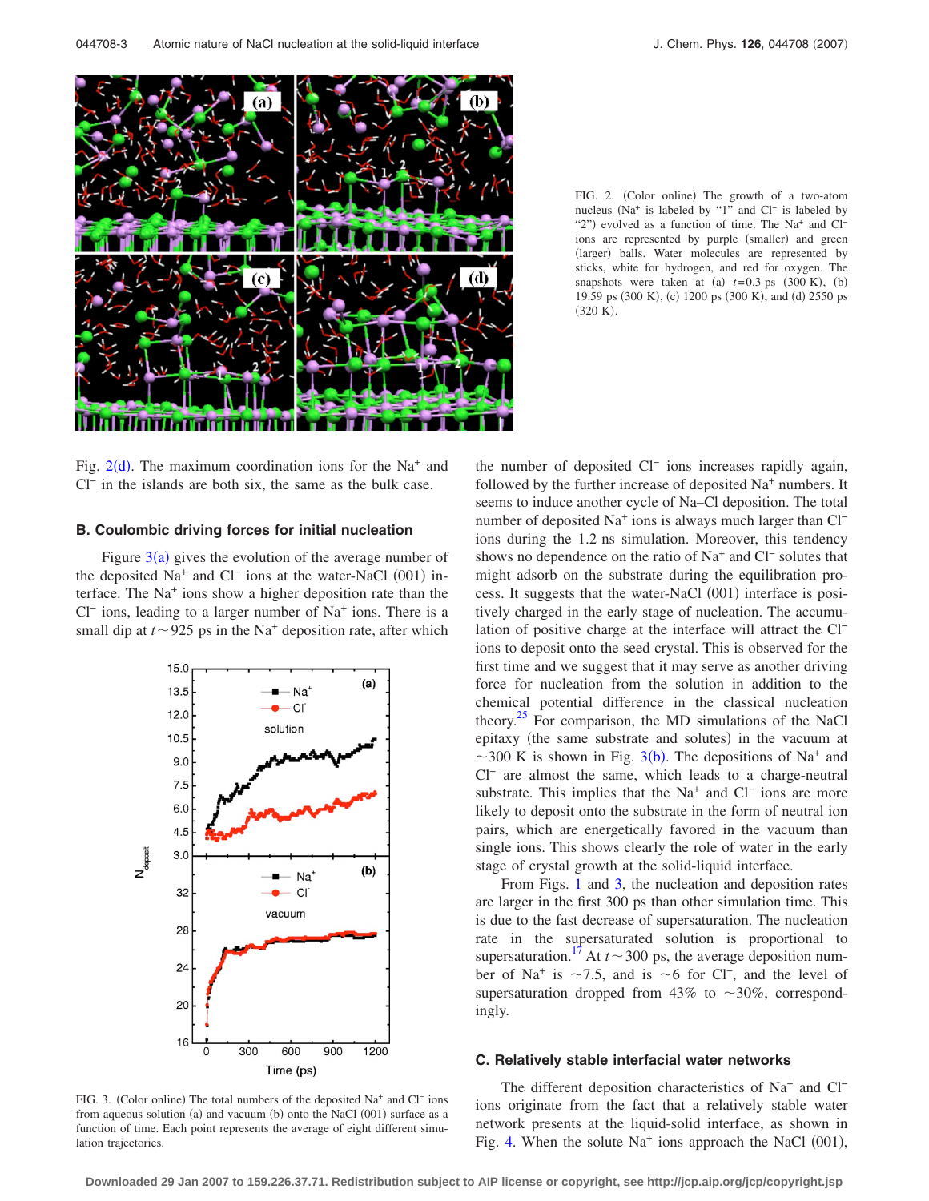FIG. 2. (Color online) The growth of a two-atom nucleus ($Na^+$ is labeled by "1" and $Cl^-$ is labeled by "2") evolved as a function of time. The $Na^+$ and $Cl^-$ ions are represented by purple (smaller) and green (larger) balls. Water molecules are represented by sticks, white for hydrogen, and red for oxygen. The snapshots were taken at (a) $t=0.3$ ps (300 K), (b) 19.59 ps (300 K), (c) 1200 ps (300 K), and (d) 2550 ps (320 K).

Fig. 2(d). The maximum coordination ions for the $Na^+$ and $Cl^-$ in the islands are both six, the same as the bulk case.

### B. Coulombic driving forces for initial nucleation

Figure 3(a) gives the evolution of the average number of the deposited $Na^+$ and $Cl^-$ ions at the water-NaCl (001) interface. The $Na^+$ ions show a higher deposition rate than the $Cl^-$ ions, leading to a larger number of $Na^+$ ions. There is a small dip at $t \sim 925$ ps in the $Na^+$ deposition rate, after which the number of deposited $Cl^-$ ions increases rapidly again, followed by the further increase of deposited $Na^+$ numbers. It seems to induce another cycle of Na–Cl deposition. The total number of deposited $Na^+$ ions is always much larger than $Cl^-$ ions during the 1.2 ns simulation. Moreover, this tendency shows no dependence on the ratio of $Na^+$ and $Cl^-$ solutes that might adsorb on the substrate during the equilibration process. It suggests that the water-NaCl (001) interface is positively charged in the early stage of nucleation. The accumulation of positive charge at the interface will attract the $Cl^-$ ions to deposit onto the seed crystal. This is observed for the first time and we suggest that it may serve as another driving force for nucleation from the solution in addition to the chemical potential difference in the classical nucleation theory.[25] For comparison, the MD simulations of the NaCl epitaxy (the same substrate and solutes) in the vacuum at $\sim 300$ K is shown in Fig. 3(b). The depositions of $Na^+$ and $Cl^-$ are almost the same, which leads to a charge-neutral substrate. This implies that the $Na^+$ and $Cl^-$ ions are more likely to deposit onto the substrate in the form of neutral ion pairs, which are energetically favored in the vacuum than single ions. This shows clearly the role of water in the early stage of crystal growth at the solid-liquid interface.

FIG. 3. (Color online) The total numbers of the deposited $Na^+$ and $Cl^-$ ions from aqueous solution (a) and vacuum (b) onto the NaCl (001) surface as a function of time. Each point represents the average of eight different simulation trajectories.

From Figs. 1 and 3, the nucleation and deposition rates are larger in the first 300 ps than other simulation time. This is due to the fast decrease of supersaturation. The nucleation rate in the supersaturated solution is proportional to supersaturation.[17] At $t \sim 300$ ps, the average deposition number of $Na^+$ is $\sim 7.5$, and is $\sim 6$ for $Cl^-$, and the level of supersaturation dropped from 43% to $\sim 30\%$, correspondingly.

### C. Relatively stable interfacial water networks

The different deposition characteristics of $Na^+$ and $Cl^-$ ions originate from the fact that a relatively stable water network presents at the liquid-solid interface, as shown in Fig. 4. When the solute $Na^+$ ions approach the NaCl (001),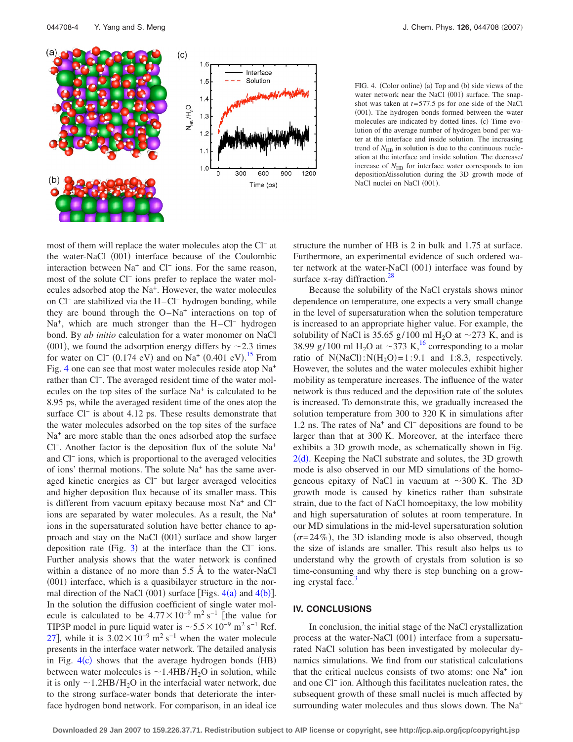FIG. 4. (Color online) (a) Top and (b) side views of the water network near the NaCl (001) surface. The snapshot was taken at $t$=577.5 ps for one side of the NaCl (001). The hydrogen bonds formed between the water molecules are indicated by dotted lines. (c) Time evolution of the average number of hydrogen bond per water at the interface and inside solution. The increasing trend of $N_{HB}$ in solution is due to the continuous nucleation at the interface and inside solution. The decrease/increase of $N_{HB}$ for interface water corresponds to ion deposition/dissolution during the 3D growth mode of NaCl nuclei on NaCl (001).

most of them will replace the water molecules atop the $Cl^-$ at the water-NaCl (001) interface because of the Coulombic interaction between $Na^+$ and $Cl^-$ ions. For the same reason, most of the solute $Cl^-$ ions prefer to replace the water molecules adsorbed atop the $Na^+$. However, the water molecules on $Cl^-$ are stabilized via the H–$Cl^-$ hydrogen bonding, while they are bound through the O–$Na^+$ interactions on top of $Na^+$, which are much stronger than the H–$Cl^-$ hydrogen bond. By *ab initio* calculation for a water monomer on NaCl (001), we found the adsorption energy differs by ~2.3 times for water on $Cl^-$ (0.174 eV) and on $Na^+$ (0.401 eV).[15] From Fig. 4 one can see that most water molecules reside atop $Na^+$ rather than $Cl^-$. The averaged resident time of the water molecules on the top sites of the surface $Na^+$ is calculated to be 8.95 ps, while the averaged resident time of the ones atop the surface $Cl^-$ is about 4.12 ps. These results demonstrate that the water molecules adsorbed on the top sites of the surface $Na^+$ are more stable than the ones adsorbed atop the surface $Cl^-$. Another factor is the deposition flux of the solute $Na^+$ and $Cl^-$ ions, which is proportional to the averaged velocities of ions' thermal motions. The solute $Na^+$ has the same averaged kinetic energies as $Cl^-$ but larger averaged velocities and higher deposition flux because of its smaller mass. This is different from vacuum epitaxy because most $Na^+$ and $Cl^-$ ions are separated by water molecules. As a result, the $Na^+$ ions in the supersaturated solution have better chance to approach and stay on the NaCl (001) surface and show larger deposition rate (Fig. 3) at the interface than the $Cl^-$ ions. Further analysis shows that the water network is confined within a distance of no more than 5.5 Å to the water-NaCl (001) interface, which is a quasibilayer structure in the normal direction of the NaCl (001) surface [Figs. 4(a) and 4(b)]. In the solution the diffusion coefficient of single water molecule is calculated to be $4.77\times10^{-9}$ m$^2$ s$^{-1}$ [the value for TIP3P model in pure liquid water is $\sim5.5\times10^{-9}$ m$^2$ s$^{-1}$ Ref. 27], while it is $3.02\times10^{-9}$ m$^2$ s$^{-1}$ when the water molecule presents in the interface water network. The detailed analysis in Fig. 4(c) shows that the average hydrogen bonds (HB) between water molecules is ~1.4HB/$H_2O$ in solution, while it is only ~1.2HB/$H_2O$ in the interfacial water network, due to the strong surface-water bonds that deteriorate the interface hydrogen bond network. For comparison, in an ideal ice structure the number of HB is 2 in bulk and 1.75 at surface. Furthermore, an experimental evidence of such ordered water network at the water-NaCl (001) interface was found by surface x-ray diffraction.[28]

Because the solubility of the NaCl crystals shows minor dependence on temperature, one expects a very small change in the level of supersaturation when the solution temperature is increased to an appropriate higher value. For example, the solubility of NaCl is 35.65 g/100 ml $H_2O$ at ~273 K, and is 38.99 g/100 ml $H_2O$ at ~373 K,[16] corresponding to a molar ratio of N(NaCl):N($H_2O$)=1:9.1 and 1:8.3, respectively. However, the solutes and the water molecules exhibit higher mobility as temperature increases. The influence of the water network is thus reduced and the deposition rate of the solutes is increased. To demonstrate this, we gradually increased the solution temperature from 300 to 320 K in simulations after 1.2 ns. The rates of $Na^+$ and $Cl^-$ depositions are found to be larger than that at 300 K. Moreover, at the interface there exhibits a 3D growth mode, as schematically shown in Fig. 2(d). Keeping the NaCl substrate and solutes, the 3D growth mode is also observed in our MD simulations of the homogeneous epitaxy of NaCl in vacuum at ~300 K. The 3D growth mode is caused by kinetics rather than substrate strain, due to the fact of NaCl homoepitaxy, the low mobility and high supersaturation of solutes at room temperature. In our MD simulations in the mid-level supersaturation solution ($\sigma$=24%), the 3D islanding mode is also observed, though the size of islands are smaller. This result also helps us to understand why the growth of crystals from solution is so time-consuming and why there is step bunching on a growing crystal face.[3]

## IV. CONCLUSIONS

In conclusion, the initial stage of the NaCl crystallization process at the water-NaCl (001) interface from a supersaturated NaCl solution has been investigated by molecular dynamics simulations. We find from our statistical calculations that the critical nucleus consists of two atoms: one $Na^+$ ion and one $Cl^-$ ion. Although this facilitates nucleation rates, the subsequent growth of these small nuclei is much affected by surrounding water molecules and thus slows down. The $Na^+$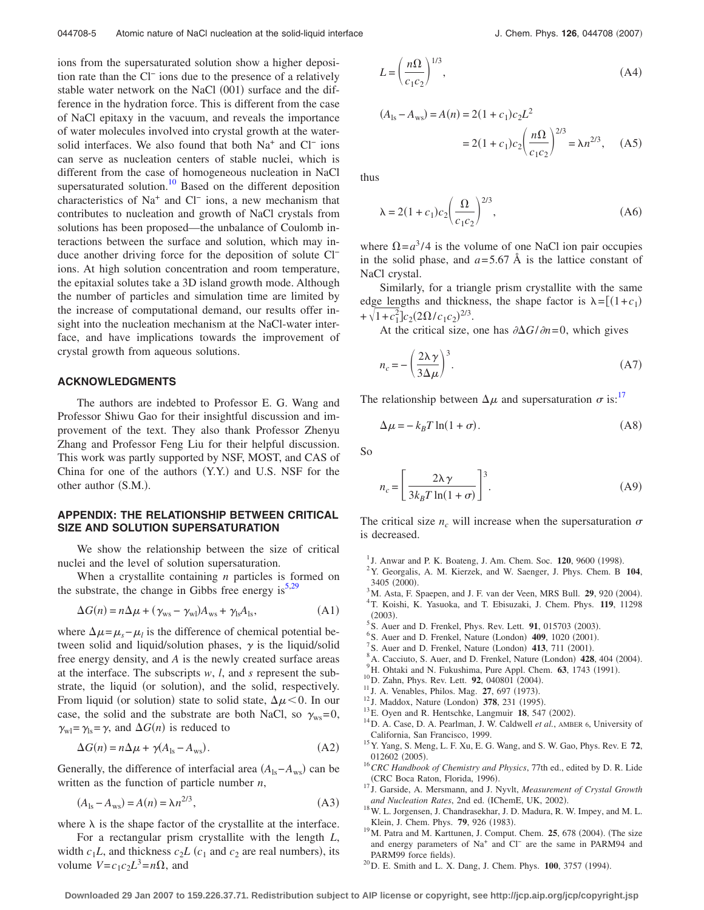ions from the supersaturated solution show a higher deposition rate than the $Cl^-$ ions due to the presence of a relatively stable water network on the NaCl (001) surface and the difference in the hydration force. This is different from the case of NaCl epitaxy in the vacuum, and reveals the importance of water molecules involved into crystal growth at the water-solid interfaces. We also found that both $Na^+$ and $Cl^-$ ions can serve as nucleation centers of stable nuclei, which is different from the case of homogeneous nucleation in NaCl supersaturated solution.[10] Based on the different deposition characteristics of $Na^+$ and $Cl^-$ ions, a new mechanism that contributes to nucleation and growth of NaCl crystals from solutions has been proposed—the unbalance of Coulomb interactions between the surface and solution, which may induce another driving force for the deposition of solute $Cl^-$ ions. At high solution concentration and room temperature, the epitaxial solutes take a 3D island growth mode. Although the number of particles and simulation time are limited by the increase of computational demand, our results offer insight into the nucleation mechanism at the NaCl-water interface, and have implications towards the improvement of crystal growth from aqueous solutions.

## ACKNOWLEDGMENTS

The authors are indebted to Professor E. G. Wang and Professor Shiwu Gao for their insightful discussion and improvement of the text. They also thank Professor Zhenyu Zhang and Professor Feng Liu for their helpful discussion. This work was partly supported by NSF, MOST, and CAS of China for one of the authors (Y.Y.) and U.S. NSF for the other author (S.M.).

## APPENDIX: THE RELATIONSHIP BETWEEN CRITICAL SIZE AND SOLUTION SUPERSATURATION

We show the relationship between the size of critical nuclei and the level of solution supersaturation.

When a crystallite containing $n$ particles is formed on the substrate, the change in Gibbs free energy is[5,29]

$$\Delta G(n) = n\Delta\mu + (\gamma_{ws} - \gamma_{wl})A_{ws} + \gamma_{ls}A_{ls}, \tag{A1}$$

where $\Delta\mu = \mu_s - \mu_l$ is the difference of chemical potential between solid and liquid/solution phases, $\gamma$ is the liquid/solid free energy density, and $A$ is the newly created surface areas at the interface. The subscripts $w$, $l$, and $s$ represent the substrate, the liquid (or solution), and the solid, respectively. From liquid (or solution) state to solid state, $\Delta\mu < 0$. In our case, the solid and the substrate are both NaCl, so $\gamma_{ws} = 0$, $\gamma_{wl} = \gamma_{ls} = \gamma$, and $\Delta G(n)$ is reduced to

$$\Delta G(n) = n\Delta\mu + \gamma(A_{ls} - A_{ws}). \tag{A2}$$

Generally, the difference of interfacial area $(A_{ls} - A_{ws})$ can be written as the function of particle number $n$,

$$(A_{ls} - A_{ws}) = A(n) = \lambda n^{2/3}, \tag{A3}$$

where $\lambda$ is the shape factor of the crystallite at the interface.

For a rectangular prism crystallite with the length $L$, width $c_1 L$, and thickness $c_2 L$ ($c_1$ and $c_2$ are real numbers), its volume $V = c_1 c_2 L^3 = n\Omega$, and

$$L = \left(\frac{n\Omega}{c_1 c_2}\right)^{1/3}, \tag{A4}$$

$$(A_{ls} - A_{ws}) = A(n) = 2(1 + c_1)c_2 L^2 = 2(1 + c_1)c_2\left(\frac{n\Omega}{c_1 c_2}\right)^{2/3} = \lambda n^{2/3}, \tag{A5}$$

thus

$$\lambda = 2(1 + c_1)c_2\left(\frac{\Omega}{c_1 c_2}\right)^{2/3}, \tag{A6}$$

where $\Omega = a^3/4$ is the volume of one NaCl ion pair occupies in the solid phase, and $a = 5.67$ Å is the lattice constant of NaCl crystal.

Similarly, for a triangle prism crystallite with the same edge lengths and thickness, the shape factor is $\lambda = [(1 + c_1) + \sqrt{1 + c_1^2}]c_2(2\Omega/c_1 c_2)^{2/3}$.

At the critical size, one has $\partial\Delta G/\partial n = 0$, which gives

$$n_c = -\left(\frac{2\lambda\gamma}{3\Delta\mu}\right)^3. \tag{A7}$$

The relationship between $\Delta\mu$ and supersaturation $\sigma$ is:[17]

$$\Delta\mu = -k_B T \ln(1 + \sigma). \tag{A8}$$

So

$$n_c = \left[\frac{2\lambda\gamma}{3k_B T \ln(1 + \sigma)}\right]^3. \tag{A9}$$

The critical size $n_c$ will increase when the supersaturation $\sigma$ is decreased.

[1] J. Anwar and P. K. Boateng, J. Am. Chem. Soc. **120**, 9600 (1998).
[2] Y. Georgalis, A. M. Kierzek, and W. Saenger, J. Phys. Chem. B **104**, 3405 (2000).
[3] M. Asta, F. Spaepen, and J. F. van der Veen, MRS Bull. **29**, 920 (2004).
[4] T. Koishi, K. Yasuoka, and T. Ebisuzaki, J. Chem. Phys. **119**, 11298 (2003).
[5] S. Auer and D. Frenkel, Phys. Rev. Lett. **91**, 015703 (2003).
[6] S. Auer and D. Frenkel, Nature (London) **409**, 1020 (2001).
[7] S. Auer and D. Frenkel, Nature (London) **413**, 711 (2001).
[8] A. Cacciuto, S. Auer, and D. Frenkel, Nature (London) **428**, 404 (2004).
[9] H. Ohtaki and N. Fukushima, Pure Appl. Chem. **63**, 1743 (1991).
[10] D. Zahn, Phys. Rev. Lett. **92**, 040801 (2004).
[11] J. A. Venables, Philos. Mag. **27**, 697 (1973).
[12] J. Maddox, Nature (London) **378**, 231 (1995).
[13] E. Oyen and R. Hentschke, Langmuir **18**, 547 (2002).
[14] D. A. Case, D. A. Pearlman, J. W. Caldwell *et al.*, AMBER 6, University of California, San Francisco, 1999.
[15] Y. Yang, S. Meng, L. F. Xu, E. G. Wang, and S. W. Gao, Phys. Rev. E **72**, 012602 (2005).
[16] *CRC Handbook of Chemistry and Physics*, 77th ed., edited by D. R. Lide (CRC Boca Raton, Florida, 1996).
[17] J. Garside, A. Mersmann, and J. Nyvlt, *Measurement of Crystal Growth and Nucleation Rates*, 2nd ed. (IChemE, UK, 2002).
[18] W. L. Jorgensen, J. Chandrasekhar, J. D. Madura, R. W. Impey, and M. L. Klein, J. Chem. Phys. **79**, 926 (1983).
[19] M. Patra and M. Karttunen, J. Comput. Chem. **25**, 678 (2004). (The size and energy parameters of $Na^+$ and $Cl^-$ are the same in PARM94 and PARM99 force fields).
[20] D. E. Smith and L. X. Dang, J. Chem. Phys. **100**, 3757 (1994).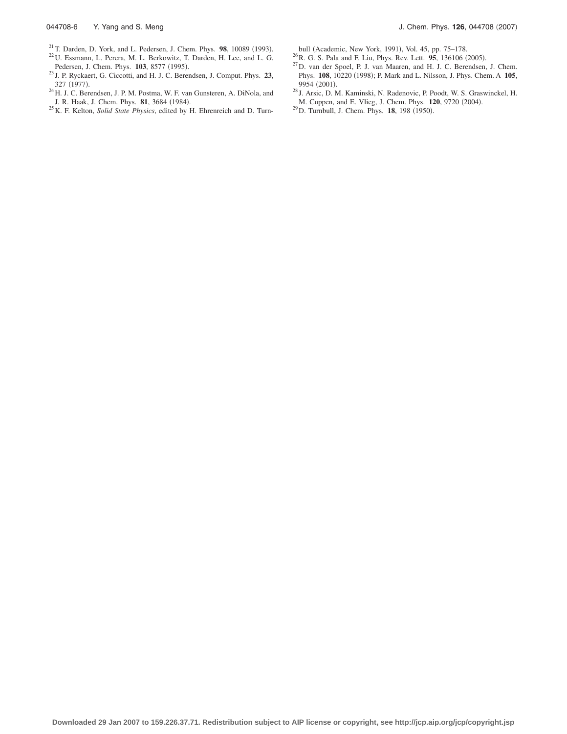[21] T. Darden, D. York, and L. Pedersen, J. Chem. Phys. **98**, 10089 (1993).

[22] U. Essmann, L. Perera, M. L. Berkowitz, T. Darden, H. Lee, and L. G. Pedersen, J. Chem. Phys. **103**, 8577 (1995).

[23] J. P. Ryckaert, G. Ciccotti, and H. J. C. Berendsen, J. Comput. Phys. **23**, 327 (1977).

[24] H. J. C. Berendsen, J. P. M. Postma, W. F. van Gunsteren, A. DiNola, and J. R. Haak, J. Chem. Phys. **81**, 3684 (1984).

[25] K. F. Kelton, *Solid State Physics*, edited by H. Ehrenreich and D. Turnbull (Academic, New York, 1991), Vol. 45, pp. 75–178.

[26] R. G. S. Pala and F. Liu, Phys. Rev. Lett. **95**, 136106 (2005).

[27] D. van der Spoel, P. J. van Maaren, and H. J. C. Berendsen, J. Chem. Phys. **108**, 10220 (1998); P. Mark and L. Nilsson, J. Phys. Chem. A **105**, 9954 (2001).

[28] J. Arsic, D. M. Kaminski, N. Radenovic, P. Poodt, W. S. Graswinckel, H. M. Cuppen, and E. Vlieg, J. Chem. Phys. **120**, 9720 (2004).

[29] D. Turnbull, J. Chem. Phys. **18**, 198 (1950).